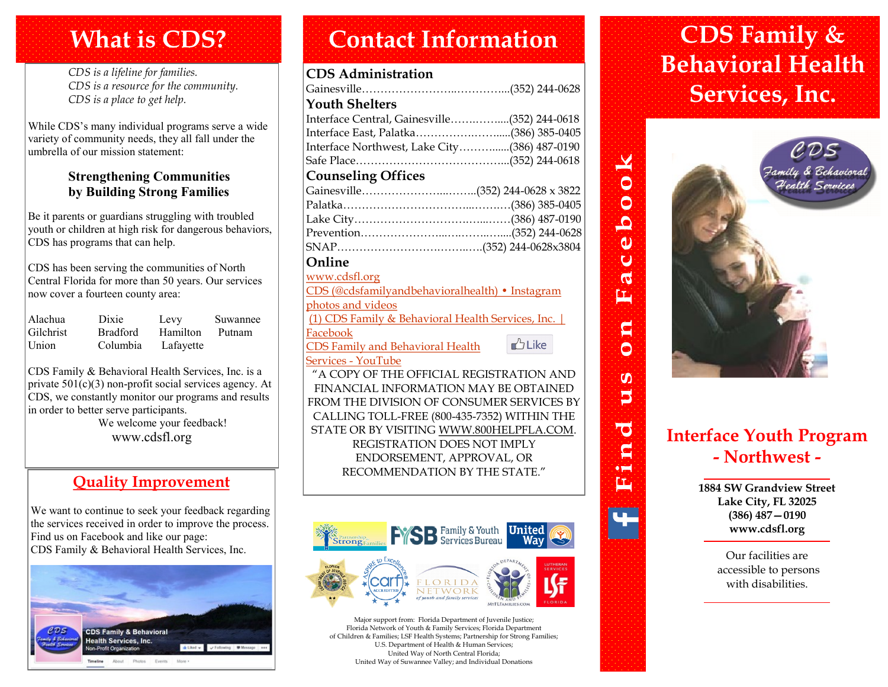# What is CDS?

*CDS is a lifeline for families.*
*CDS is a resource for the community.*
*CDS is a place to get help.*

While CDS's many individual programs serve a wide variety of community needs, they all fall under the umbrella of our mission statement:

**Strengthening Communities by Building Strong Families**

Be it parents or guardians struggling with troubled youth or children at high risk for dangerous behaviors, CDS has programs that can help.

CDS has been serving the communities of North Central Florida for more than 50 years. Our services now cover a fourteen county area:

| | | | |
|---|---|---|---|
| Alachua | Dixie | Levy | Suwannee |
| Gilchrist | Bradford | Hamilton | Putnam |
| Union | Columbia | Lafayette | |

CDS Family & Behavioral Health Services, Inc. is a private 501(c)(3) non-profit social services agency. At CDS, we constantly monitor our programs and results in order to better serve participants.

We welcome your feedback!
www.cdsfl.org

## Quality Improvement

We want to continue to seek your feedback regarding the services received in order to improve the process. Find us on Facebook and like our page:
CDS Family & Behavioral Health Services, Inc.

# Contact Information

### CDS Administration

Gainesville……………………..…………...(352) 244-0628

### Youth Shelters

Interface Central, Gainesville……..……....(352) 244-0618
Interface East, Palatka………….…..….......(386) 385-0405
Interface Northwest, Lake City………......(386) 487-0190
Safe Place…………………………………...(352) 244-0618

### Counseling Offices

Gainesville………………...……..(352) 244-0628 x 3822
Palatka……………………………...……….(386) 385-0405
Lake City………………………….…...……(386) 487-0190
Prevention…………………...…..…….…....(352) 244-0628
SNAP………………………..……..….(352) 244-0628x3804

### Online

www.cdsfl.org
CDS (@cdsfamilyandbehavioralhealth) • Instagram photos and videos
(1) CDS Family & Behavioral Health Services, Inc. | Facebook
CDS Family and Behavioral Health Services - YouTube

"A COPY OF THE OFFICIAL REGISTRATION AND FINANCIAL INFORMATION MAY BE OBTAINED FROM THE DIVISION OF CONSUMER SERVICES BY CALLING TOLL-FREE (800-435-7352) WITHIN THE STATE OR BY VISITING WWW.800HELPFLA.COM. REGISTRATION DOES NOT IMPLY ENDORSEMENT, APPROVAL, OR RECOMMENDATION BY THE STATE."

Major support from: Florida Department of Juvenile Justice; Florida Network of Youth & Family Services; Florida Department of Children & Families; LSF Health Systems; Partnership for Strong Families; U.S. Department of Health & Human Services; United Way of North Central Florida; United Way of Suwannee Valley; and Individual Donations

Find us on Facebook

# CDS Family & Behavioral Health Services, Inc.

## Interface Youth Program - Northwest -

**1884 SW Grandview Street**
**Lake City, FL 32025**
**(386) 487—0190**
**www.cdsfl.org**

Our facilities are accessible to persons with disabilities.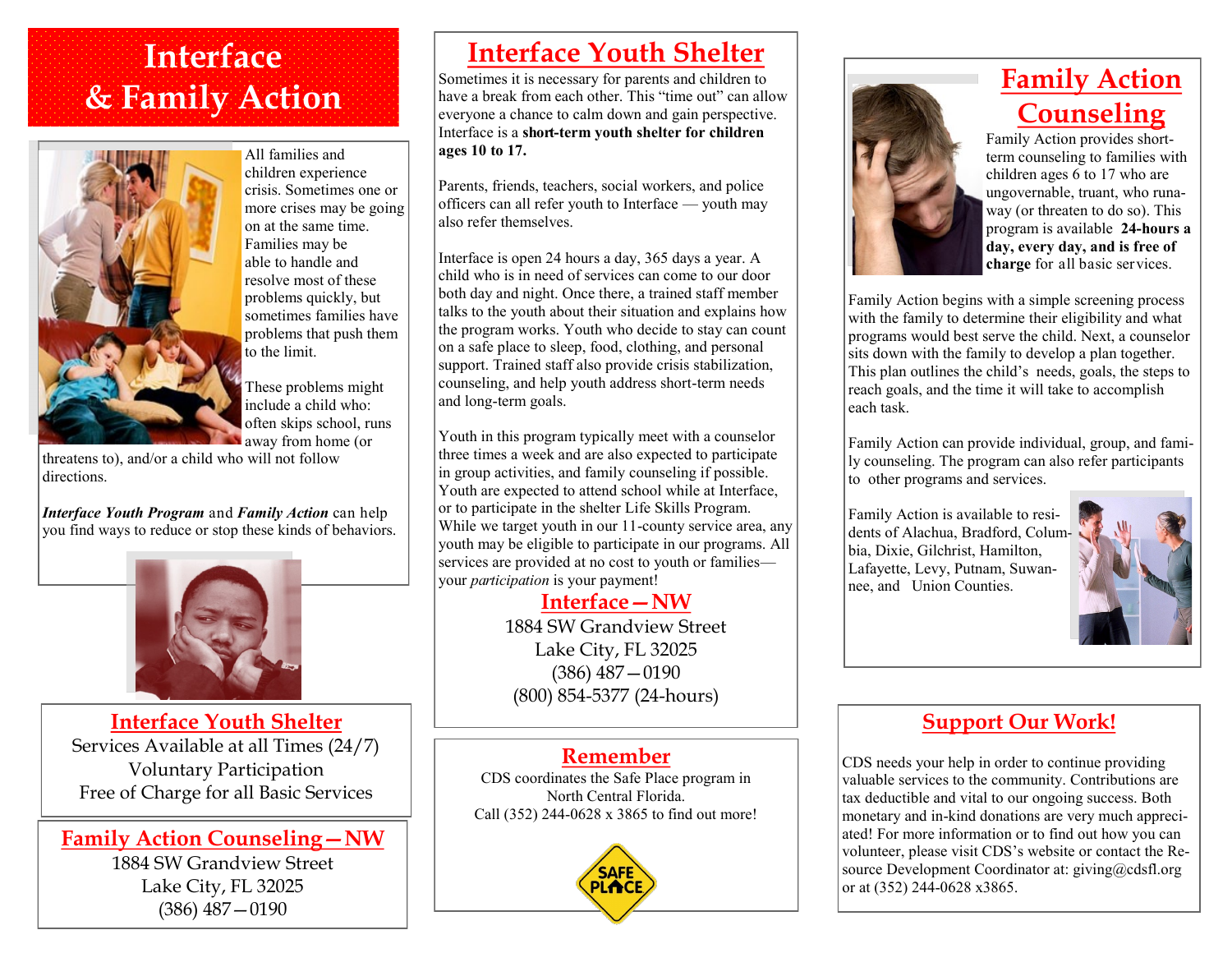# Interface & Family Action

All families and children experience crisis. Sometimes one or more crises may be going on at the same time. Families may be able to handle and resolve most of these problems quickly, but sometimes families have problems that push them to the limit.

These problems might include a child who: often skips school, runs away from home (or threatens to), and/or a child who will not follow directions.

***Interface Youth Program*** and ***Family Action*** can help you find ways to reduce or stop these kinds of behaviors.

## Interface Youth Shelter

Services Available at all Times (24/7)
Voluntary Participation
Free of Charge for all Basic Services

## Family Action Counseling—NW

1884 SW Grandview Street
Lake City, FL 32025
(386) 487—0190

# Interface Youth Shelter

Sometimes it is necessary for parents and children to have a break from each other. This "time out" can allow everyone a chance to calm down and gain perspective. Interface is a **short-term youth shelter for children ages 10 to 17.**

Parents, friends, teachers, social workers, and police officers can all refer youth to Interface — youth may also refer themselves.

Interface is open 24 hours a day, 365 days a year. A child who is in need of services can come to our door both day and night. Once there, a trained staff member talks to the youth about their situation and explains how the program works. Youth who decide to stay can count on a safe place to sleep, food, clothing, and personal support. Trained staff also provide crisis stabilization, counseling, and help youth address short-term needs and long-term goals.

Youth in this program typically meet with a counselor three times a week and are also expected to participate in group activities, and family counseling if possible. Youth are expected to attend school while at Interface, or to participate in the shelter Life Skills Program. While we target youth in our 11-county service area, any youth may be eligible to participate in our programs. All services are provided at no cost to youth or families—your *participation* is your payment!

## Interface—NW

1884 SW Grandview Street
Lake City, FL 32025
(386) 487—0190
(800) 854-5377 (24-hours)

## Remember

CDS coordinates the Safe Place program in North Central Florida.
Call (352) 244-0628 x 3865 to find out more!

SAFE PLACE

# Family Action Counseling

Family Action provides short-term counseling to families with children ages 6 to 17 who are ungovernable, truant, who runaway (or threaten to do so). This program is available **24-hours a day, every day, and is free of charge** for all basic services.

Family Action begins with a simple screening process with the family to determine their eligibility and what programs would best serve the child. Next, a counselor sits down with the family to develop a plan together. This plan outlines the child's needs, goals, the steps to reach goals, and the time it will take to accomplish each task.

Family Action can provide individual, group, and family counseling. The program can also refer participants to other programs and services.

Family Action is available to residents of Alachua, Bradford, Columbia, Dixie, Gilchrist, Hamilton, Lafayette, Levy, Putnam, Suwannee, and Union Counties.

## Support Our Work!

CDS needs your help in order to continue providing valuable services to the community. Contributions are tax deductible and vital to our ongoing success. Both monetary and in-kind donations are very much appreciated! For more information or to find out how you can volunteer, please visit CDS's website or contact the Resource Development Coordinator at: giving@cdsfl.org or at (352) 244-0628 x3865.